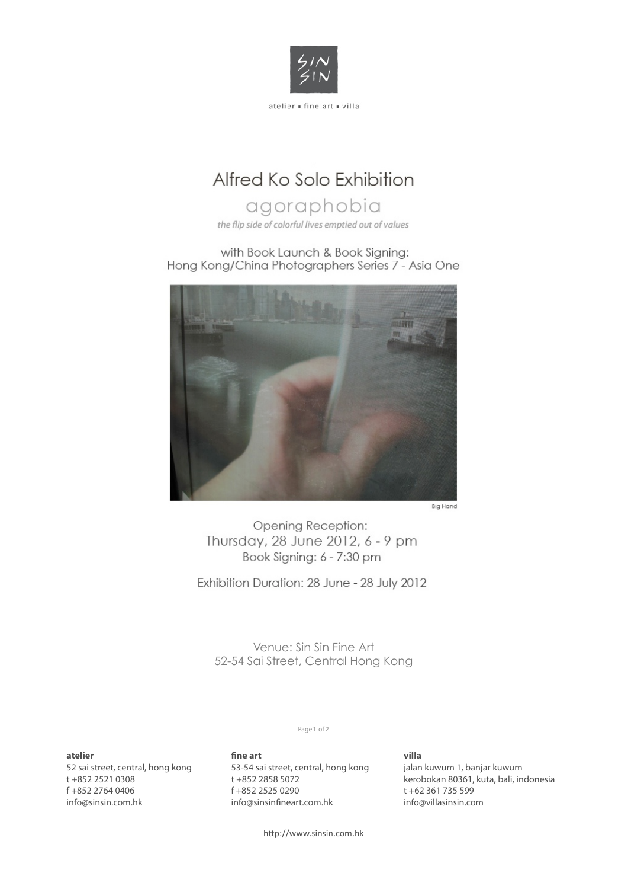atelier • fine art • villa

# Alfred Ko Solo Exhibition

## agoraphobia

*the flip side of colorful lives emptied out of values*

with Book Launch & Book Signing:
Hong Kong/China Photographers Series 7 - Asia One

Big Hand

Opening Reception:
Thursday, 28 June 2012, 6 - 9 pm
Book Signing: 6 - 7:30 pm

Exhibition Duration: 28 June - 28 July 2012

Venue: Sin Sin Fine Art
52-54 Sai Street, Central Hong Kong

**atelier**
52 sai street, central, hong kong
t +852 2521 0308
f +852 2764 0406
info@sinsin.com.hk

**fine art**
53-54 sai street, central, hong kong
t +852 2858 5072
f +852 2525 0290
info@sinsinfineart.com.hk

**villa**
jalan kuwum 1, banjar kuwum
kerobokan 80361, kuta, bali, indonesia
t +62 361 735 599
info@villasinsin.com

http://www.sinsin.com.hk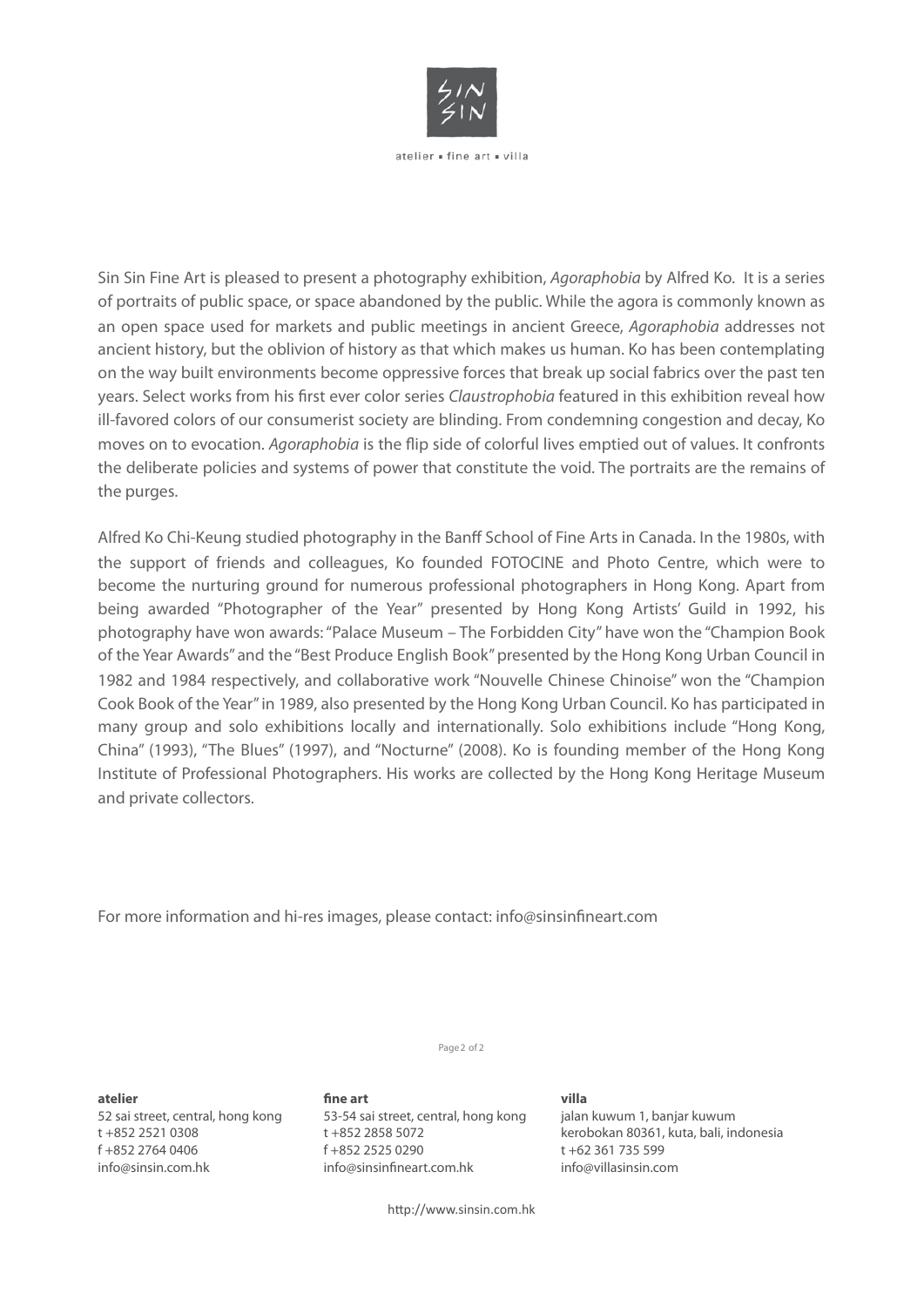SIN SIN

atelier ▪ fine art ▪ villa

Sin Sin Fine Art is pleased to present a photography exhibition, *Agoraphobia* by Alfred Ko. It is a series of portraits of public space, or space abandoned by the public. While the agora is commonly known as an open space used for markets and public meetings in ancient Greece, *Agoraphobia* addresses not ancient history, but the oblivion of history as that which makes us human. Ko has been contemplating on the way built environments become oppressive forces that break up social fabrics over the past ten years. Select works from his first ever color series *Claustrophobia* featured in this exhibition reveal how ill-favored colors of our consumerist society are blinding. From condemning congestion and decay, Ko moves on to evocation. *Agoraphobia* is the flip side of colorful lives emptied out of values. It confronts the deliberate policies and systems of power that constitute the void. The portraits are the remains of the purges.

Alfred Ko Chi-Keung studied photography in the Banff School of Fine Arts in Canada. In the 1980s, with the support of friends and colleagues, Ko founded FOTOCINE and Photo Centre, which were to become the nurturing ground for numerous professional photographers in Hong Kong. Apart from being awarded "Photographer of the Year" presented by Hong Kong Artists' Guild in 1992, his photography have won awards: "Palace Museum – The Forbidden City" have won the "Champion Book of the Year Awards" and the "Best Produce English Book" presented by the Hong Kong Urban Council in 1982 and 1984 respectively, and collaborative work "Nouvelle Chinese Chinoise" won the "Champion Cook Book of the Year" in 1989, also presented by the Hong Kong Urban Council. Ko has participated in many group and solo exhibitions locally and internationally. Solo exhibitions include "Hong Kong, China" (1993), "The Blues" (1997), and "Nocturne" (2008). Ko is founding member of the Hong Kong Institute of Professional Photographers. His works are collected by the Hong Kong Heritage Museum and private collectors.

For more information and hi-res images, please contact: info@sinsinfineart.com

**atelier**
52 sai street, central, hong kong
t +852 2521 0308
f +852 2764 0406
info@sinsin.com.hk

**fine art**
53-54 sai street, central, hong kong
t +852 2858 5072
f +852 2525 0290
info@sinsinfineart.com.hk

**villa**
jalan kuwum 1, banjar kuwum
kerobokan 80361, kuta, bali, indonesia
t +62 361 735 599
info@villasinsin.com

http://www.sinsin.com.hk